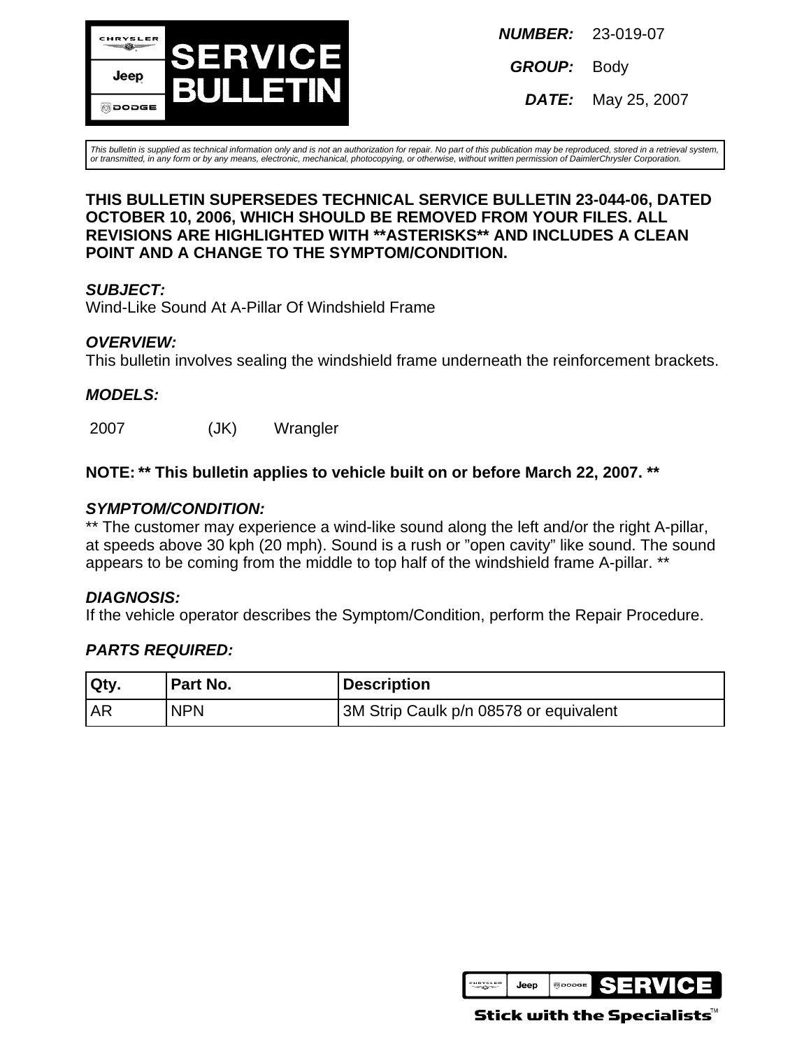# SERVICE BULLETIN

**NUMBER:** 23-019-07

**GROUP:** Body

**DATE:** May 25, 2007

*This bulletin is supplied as technical information only and is not an authorization for repair. No part of this publication may be reproduced, stored in a retrieval system, or transmitted, in any form or by any means, electronic, mechanical, photocopying, or otherwise, without written permission of DaimlerChrysler Corporation.*

**THIS BULLETIN SUPERSEDES TECHNICAL SERVICE BULLETIN 23-044-06, DATED OCTOBER 10, 2006, WHICH SHOULD BE REMOVED FROM YOUR FILES. ALL REVISIONS ARE HIGHLIGHTED WITH **ASTERISKS** AND INCLUDES A CLEAN POINT AND A CHANGE TO THE SYMPTOM/CONDITION.**

***SUBJECT:***
Wind-Like Sound At A-Pillar Of Windshield Frame

***OVERVIEW:***
This bulletin involves sealing the windshield frame underneath the reinforcement brackets.

***MODELS:***

| | | |
|---|---|---|
| 2007 | (JK) | Wrangler |

**NOTE: ** This bulletin applies to vehicle built on or before March 22, 2007. ****

***SYMPTOM/CONDITION:***
** The customer may experience a wind-like sound along the left and/or the right A-pillar, at speeds above 30 kph (20 mph). Sound is a rush or "open cavity" like sound. The sound appears to be coming from the middle to top half of the windshield frame A-pillar. **

***DIAGNOSIS:***
If the vehicle operator describes the Symptom/Condition, perform the Repair Procedure.

***PARTS REQUIRED:***

| Qty. | Part No. | Description |
|---|---|---|
| AR | NPN | 3M Strip Caulk p/n 08578 or equivalent |

Stick with the Specialists™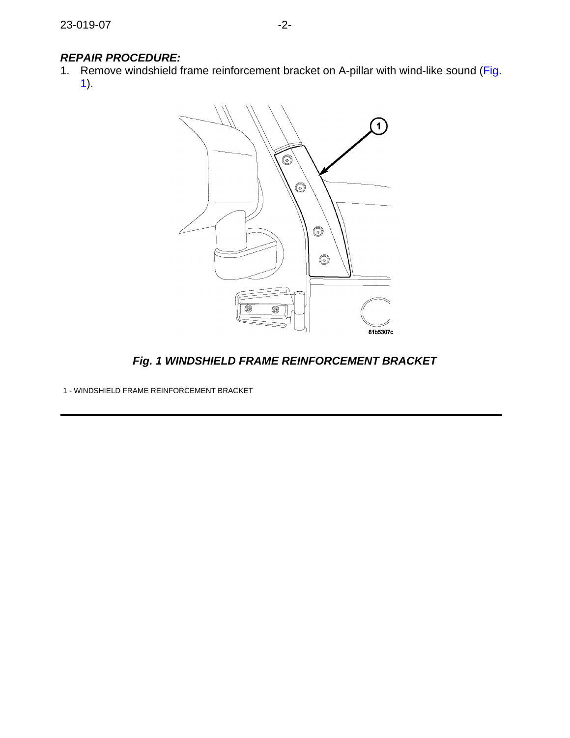## *REPAIR PROCEDURE:*

1. Remove windshield frame reinforcement bracket on A-pillar with wind-like sound (Fig. 1).

***Fig. 1 WINDSHIELD FRAME REINFORCEMENT BRACKET***

1 - WINDSHIELD FRAME REINFORCEMENT BRACKET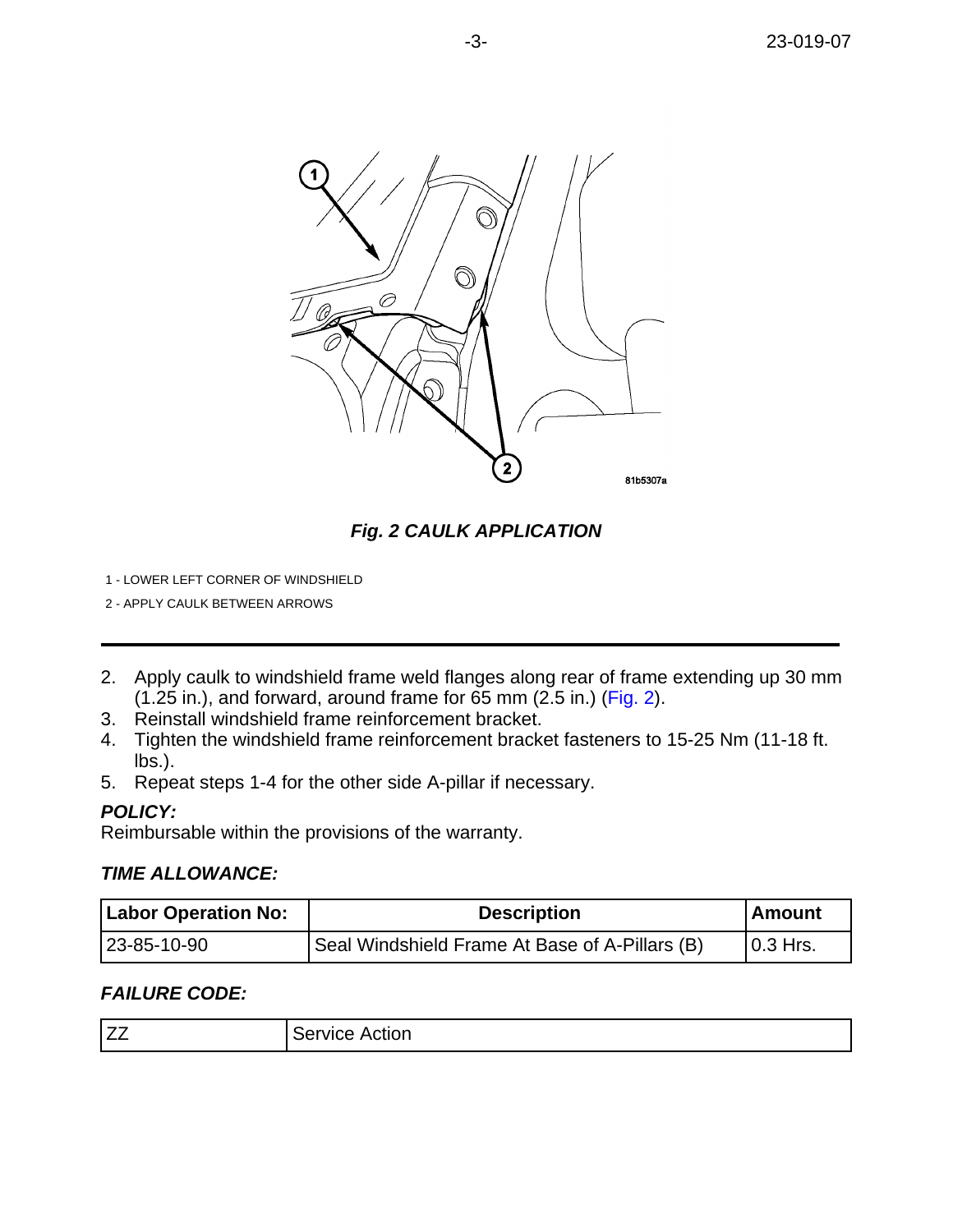81b5307a

*Fig. 2 CAULK APPLICATION*

1 - LOWER LEFT CORNER OF WINDSHIELD

2 - APPLY CAULK BETWEEN ARROWS

2. Apply caulk to windshield frame weld flanges along rear of frame extending up 30 mm (1.25 in.), and forward, around frame for 65 mm (2.5 in.) (Fig. 2).
3. Reinstall windshield frame reinforcement bracket.
4. Tighten the windshield frame reinforcement bracket fasteners to 15-25 Nm (11-18 ft. lbs.).
5. Repeat steps 1-4 for the other side A-pillar if necessary.

### *POLICY:*

Reimbursable within the provisions of the warranty.

### *TIME ALLOWANCE:*

| Labor Operation No: | Description | Amount |
| --- | --- | --- |
| 23-85-10-90 | Seal Windshield Frame At Base of A-Pillars (B) | 0.3 Hrs. |

### *FAILURE CODE:*

| | |
| --- | --- |
| ZZ | Service Action |